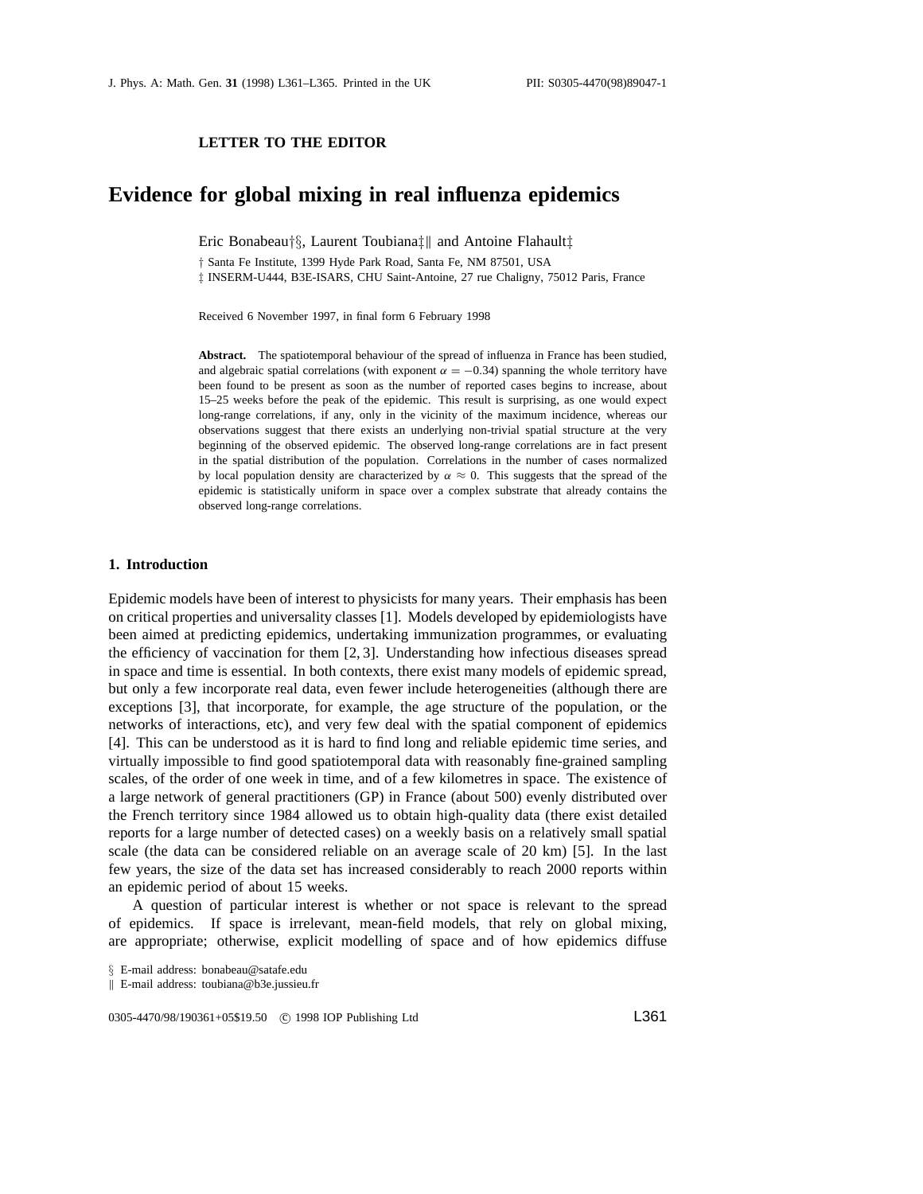**LETTER TO THE EDITOR**

# Evidence for global mixing in real influenza epidemics

Eric Bonabeau†§, Laurent Toubiana‡‖ and Antoine Flahault‡

† Santa Fe Institute, 1399 Hyde Park Road, Santa Fe, NM 87501, USA
‡ INSERM-U444, B3E-ISARS, CHU Saint-Antoine, 27 rue Chaligny, 75012 Paris, France

Received 6 November 1997, in final form 6 February 1998

**Abstract.** The spatiotemporal behaviour of the spread of influenza in France has been studied, and algebraic spatial correlations (with exponent $\alpha = -0.34$) spanning the whole territory have been found to be present as soon as the number of reported cases begins to increase, about 15–25 weeks before the peak of the epidemic. This result is surprising, as one would expect long-range correlations, if any, only in the vicinity of the maximum incidence, whereas our observations suggest that there exists an underlying non-trivial spatial structure at the very beginning of the observed epidemic. The observed long-range correlations are in fact present in the spatial distribution of the population. Correlations in the number of cases normalized by local population density are characterized by $\alpha \approx 0$. This suggests that the spread of the epidemic is statistically uniform in space over a complex substrate that already contains the observed long-range correlations.

## 1. Introduction

Epidemic models have been of interest to physicists for many years. Their emphasis has been on critical properties and universality classes [1]. Models developed by epidemiologists have been aimed at predicting epidemics, undertaking immunization programmes, or evaluating the efficiency of vaccination for them [2, 3]. Understanding how infectious diseases spread in space and time is essential. In both contexts, there exist many models of epidemic spread, but only a few incorporate real data, even fewer include heterogeneities (although there are exceptions [3], that incorporate, for example, the age structure of the population, or the networks of interactions, etc), and very few deal with the spatial component of epidemics [4]. This can be understood as it is hard to find long and reliable epidemic time series, and virtually impossible to find good spatiotemporal data with reasonably fine-grained sampling scales, of the order of one week in time, and of a few kilometres in space. The existence of a large network of general practitioners (GP) in France (about 500) evenly distributed over the French territory since 1984 allowed us to obtain high-quality data (there exist detailed reports for a large number of detected cases) on a weekly basis on a relatively small spatial scale (the data can be considered reliable on an average scale of 20 km) [5]. In the last few years, the size of the data set has increased considerably to reach 2000 reports within an epidemic period of about 15 weeks.

A question of particular interest is whether or not space is relevant to the spread of epidemics. If space is irrelevant, mean-field models, that rely on global mixing, are appropriate; otherwise, explicit modelling of space and of how epidemics diffuse

§ E-mail address: bonabeau@satafe.edu
‖ E-mail address: toubiana@b3e.jussieu.fr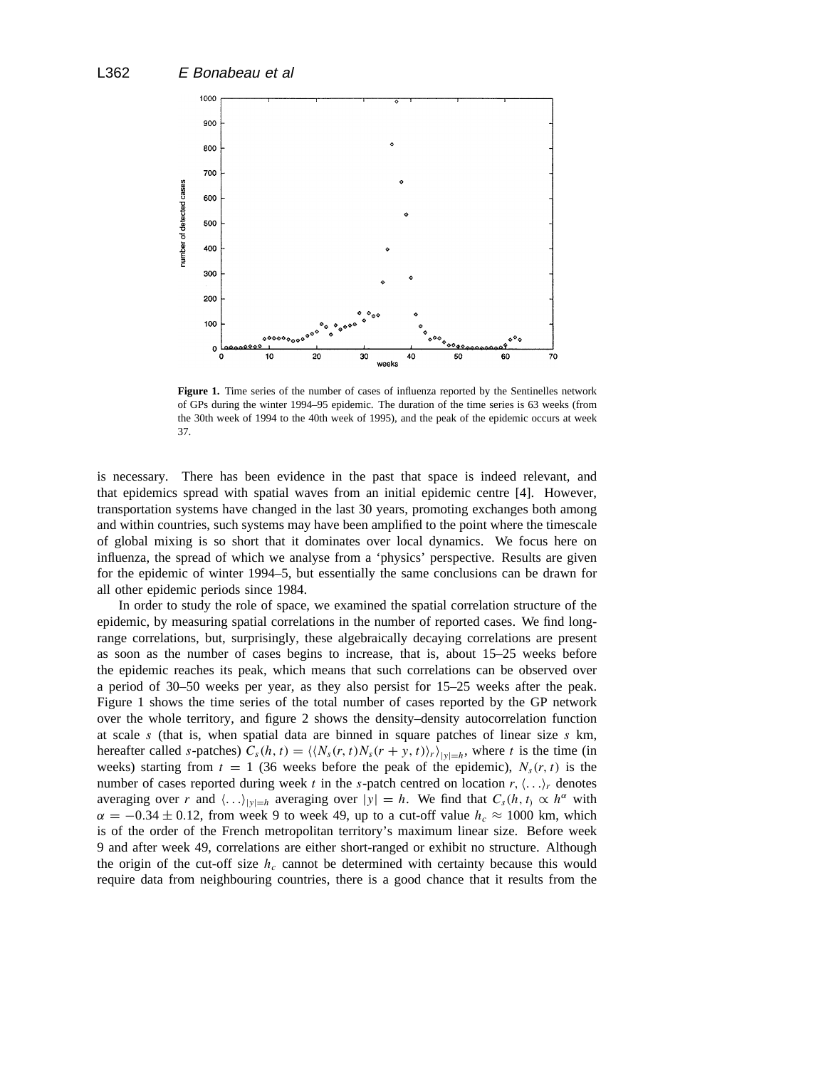**Figure 1.** Time series of the number of cases of influenza reported by the Sentinelles network of GPs during the winter 1994–95 epidemic. The duration of the time series is 63 weeks (from the 30th week of 1994 to the 40th week of 1995), and the peak of the epidemic occurs at week 37.

is necessary. There has been evidence in the past that space is indeed relevant, and that epidemics spread with spatial waves from an initial epidemic centre [4]. However, transportation systems have changed in the last 30 years, promoting exchanges both among and within countries, such systems may have been amplified to the point where the timescale of global mixing is so short that it dominates over local dynamics. We focus here on influenza, the spread of which we analyse from a 'physics' perspective. Results are given for the epidemic of winter 1994–5, but essentially the same conclusions can be drawn for all other epidemic periods since 1984.

In order to study the role of space, we examined the spatial correlation structure of the epidemic, by measuring spatial correlations in the number of reported cases. We find long-range correlations, but, surprisingly, these algebraically decaying correlations are present as soon as the number of cases begins to increase, that is, about 15–25 weeks before the epidemic reaches its peak, which means that such correlations can be observed over a period of 30–50 weeks per year, as they also persist for 15–25 weeks after the peak. Figure 1 shows the time series of the total number of cases reported by the GP network over the whole territory, and figure 2 shows the density–density autocorrelation function at scale $s$ (that is, when spatial data are binned in square patches of linear size $s$ km, hereafter called $s$-patches) $C_s(h,t) = \langle\langle N_s(r,t)N_s(r+y,t)\rangle_r\rangle_{|y|=h}$, where $t$ is the time (in weeks) starting from $t = 1$ (36 weeks before the peak of the epidemic), $N_s(r,t)$ is the number of cases reported during week $t$ in the $s$-patch centred on location $r$, $\langle\ldots\rangle_r$ denotes averaging over $r$ and $\langle\ldots\rangle_{|y|=h}$ averaging over $|y| = h$. We find that $C_s(h,t) \propto h^{\alpha}$ with $\alpha = -0.34 \pm 0.12$, from week 9 to week 49, up to a cut-off value $h_c \approx 1000$ km, which is of the order of the French metropolitan territory's maximum linear size. Before week 9 and after week 49, correlations are either short-ranged or exhibit no structure. Although the origin of the cut-off size $h_c$ cannot be determined with certainty because this would require data from neighbouring countries, there is a good chance that it results from the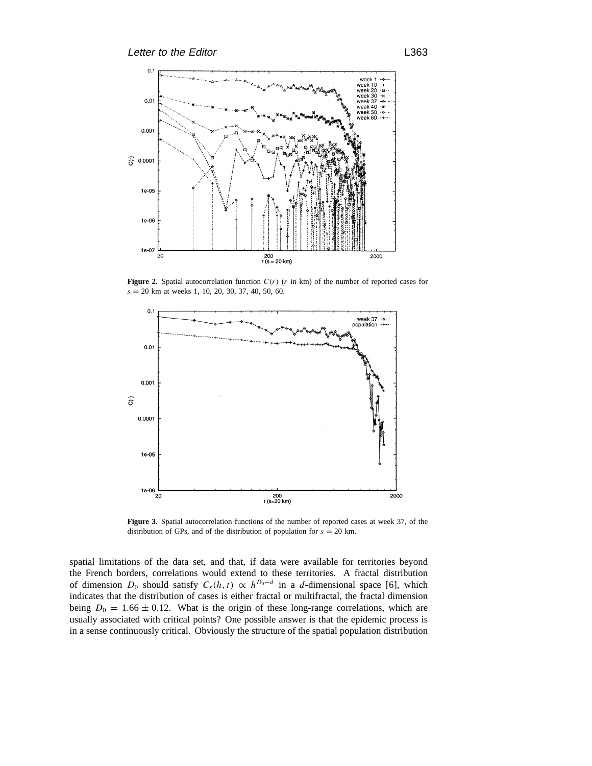**Figure 2.** Spatial autocorrelation function $C(r)$ ($r$ in km) of the number of reported cases for $s = 20$ km at weeks 1, 10, 20, 30, 37, 40, 50, 60.

**Figure 3.** Spatial autocorrelation functions of the number of reported cases at week 37, of the distribution of GPs, and of the distribution of population for $s = 20$ km.

spatial limitations of the data set, and that, if data were available for territories beyond the French borders, correlations would extend to these territories. A fractal distribution of dimension $D_0$ should satisfy $C_s(h, t) \propto h^{D_0 - d}$ in a $d$-dimensional space [6], which indicates that the distribution of cases is either fractal or multifractal, the fractal dimension being $D_0 = 1.66 \pm 0.12$. What is the origin of these long-range correlations, which are usually associated with critical points? One possible answer is that the epidemic process is in a sense continuously critical. Obviously the structure of the spatial population distribution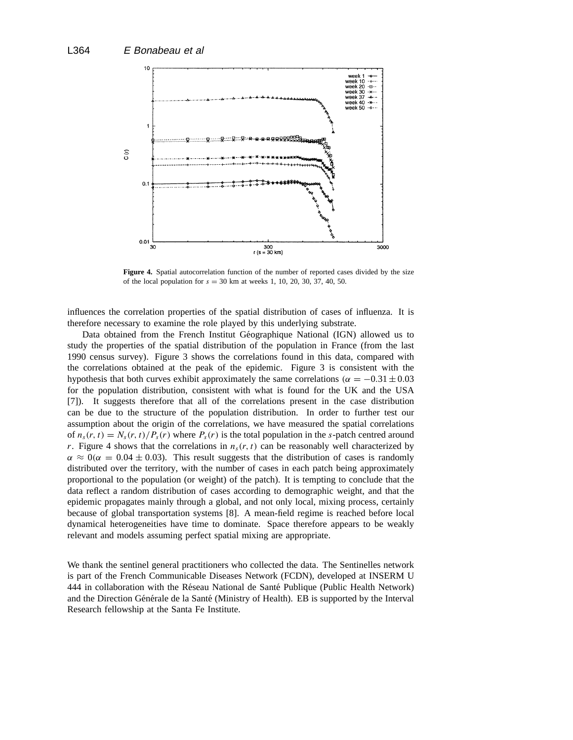**Figure 4.** Spatial autocorrelation function of the number of reported cases divided by the size of the local population for $s = 30$ km at weeks 1, 10, 20, 30, 37, 40, 50.

influences the correlation properties of the spatial distribution of cases of influenza. It is therefore necessary to examine the role played by this underlying substrate.

Data obtained from the French Institut Géographique National (IGN) allowed us to study the properties of the spatial distribution of the population in France (from the last 1990 census survey). Figure 3 shows the correlations found in this data, compared with the correlations obtained at the peak of the epidemic. Figure 3 is consistent with the hypothesis that both curves exhibit approximately the same correlations ($\alpha = -0.31 \pm 0.03$ for the population distribution, consistent with what is found for the UK and the USA [7]). It suggests therefore that all of the correlations present in the case distribution can be due to the structure of the population distribution. In order to further test our assumption about the origin of the correlations, we have measured the spatial correlations of $n_s(r, t) = N_s(r, t)/P_s(r)$ where $P_s(r)$ is the total population in the $s$-patch centred around $r$. Figure 4 shows that the correlations in $n_s(r, t)$ can be reasonably well characterized by $\alpha \approx 0$ ($\alpha = 0.04 \pm 0.03$). This result suggests that the distribution of cases is randomly distributed over the territory, with the number of cases in each patch being approximately proportional to the population (or weight) of the patch). It is tempting to conclude that the data reflect a random distribution of cases according to demographic weight, and that the epidemic propagates mainly through a global, and not only local, mixing process, certainly because of global transportation systems [8]. A mean-field regime is reached before local dynamical heterogeneities have time to dominate. Space therefore appears to be weakly relevant and models assuming perfect spatial mixing are appropriate.

We thank the sentinel general practitioners who collected the data. The Sentinelles network is part of the French Communicable Diseases Network (FCDN), developed at INSERM U 444 in collaboration with the Réseau National de Santé Publique (Public Health Network) and the Direction Générale de la Santé (Ministry of Health). EB is supported by the Interval Research fellowship at the Santa Fe Institute.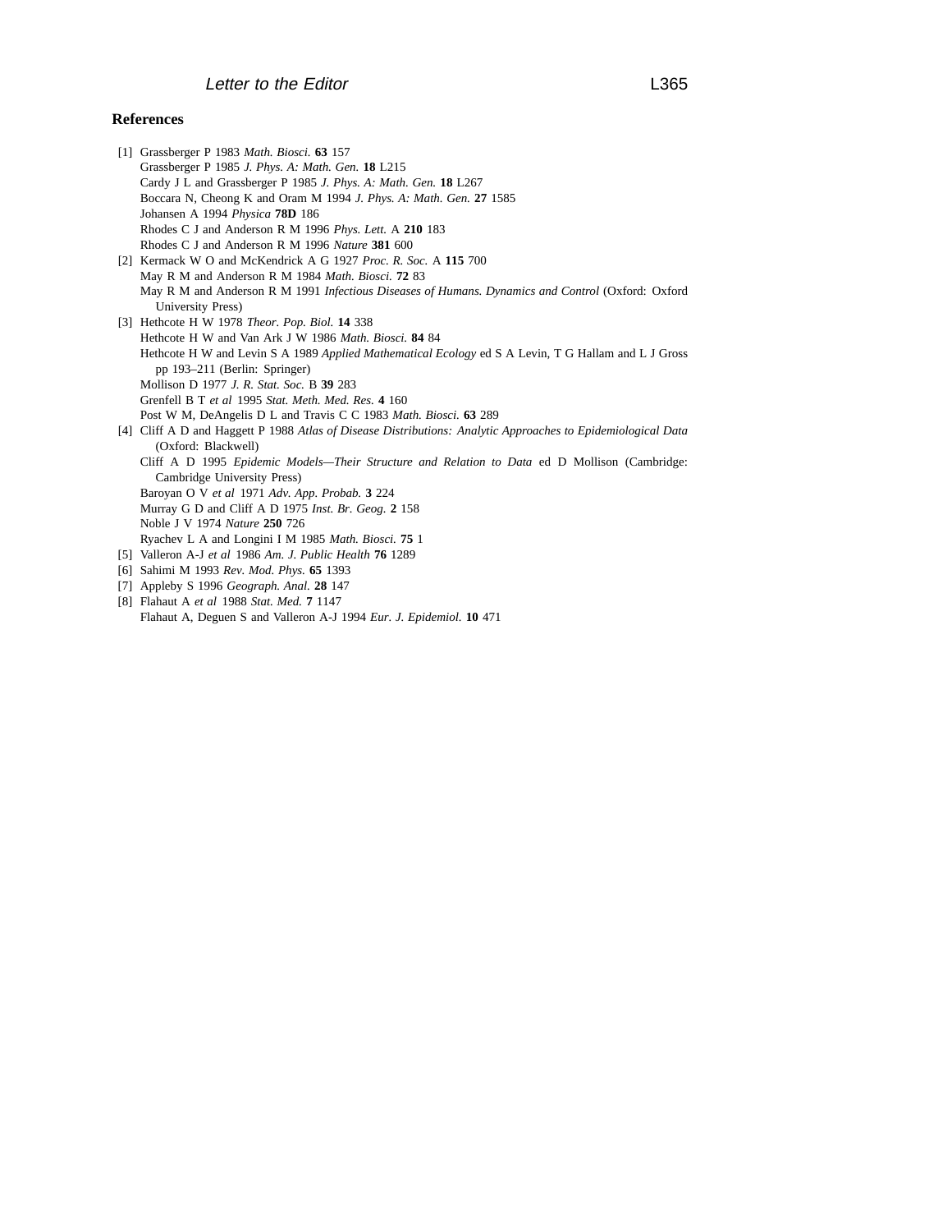## References

[1] Grassberger P 1983 *Math. Biosci.* **63** 157
Grassberger P 1985 *J. Phys. A: Math. Gen.* **18** L215
Cardy J L and Grassberger P 1985 *J. Phys. A: Math. Gen.* **18** L267
Boccara N, Cheong K and Oram M 1994 *J. Phys. A: Math. Gen.* **27** 1585
Johansen A 1994 *Physica* **78D** 186
Rhodes C J and Anderson R M 1996 *Phys. Lett.* A **210** 183
Rhodes C J and Anderson R M 1996 *Nature* **381** 600

[2] Kermack W O and McKendrick A G 1927 *Proc. R. Soc.* A **115** 700
May R M and Anderson R M 1984 *Math. Biosci.* **72** 83
May R M and Anderson R M 1991 *Infectious Diseases of Humans. Dynamics and Control* (Oxford: Oxford University Press)

[3] Hethcote H W 1978 *Theor. Pop. Biol.* **14** 338
Hethcote H W and Van Ark J W 1986 *Math. Biosci.* **84** 84
Hethcote H W and Levin S A 1989 *Applied Mathematical Ecology* ed S A Levin, T G Hallam and L J Gross pp 193–211 (Berlin: Springer)
Mollison D 1977 *J. R. Stat. Soc.* B **39** 283
Grenfell B T *et al* 1995 *Stat. Meth. Med. Res.* **4** 160
Post W M, DeAngelis D L and Travis C C 1983 *Math. Biosci.* **63** 289

[4] Cliff A D and Haggett P 1988 *Atlas of Disease Distributions: Analytic Approaches to Epidemiological Data* (Oxford: Blackwell)
Cliff A D 1995 *Epidemic Models—Their Structure and Relation to Data* ed D Mollison (Cambridge: Cambridge University Press)
Baroyan O V *et al* 1971 *Adv. App. Probab.* **3** 224
Murray G D and Cliff A D 1975 *Inst. Br. Geog.* **2** 158
Noble J V 1974 *Nature* **250** 726
Ryachev L A and Longini I M 1985 *Math. Biosci.* **75** 1

[5] Valleron A-J *et al* 1986 *Am. J. Public Health* **76** 1289

[6] Sahimi M 1993 *Rev. Mod. Phys.* **65** 1393

[7] Appleby S 1996 *Geograph. Anal.* **28** 147

[8] Flahaut A *et al* 1988 *Stat. Med.* **7** 1147
Flahaut A, Deguen S and Valleron A-J 1994 *Eur. J. Epidemiol.* **10** 471